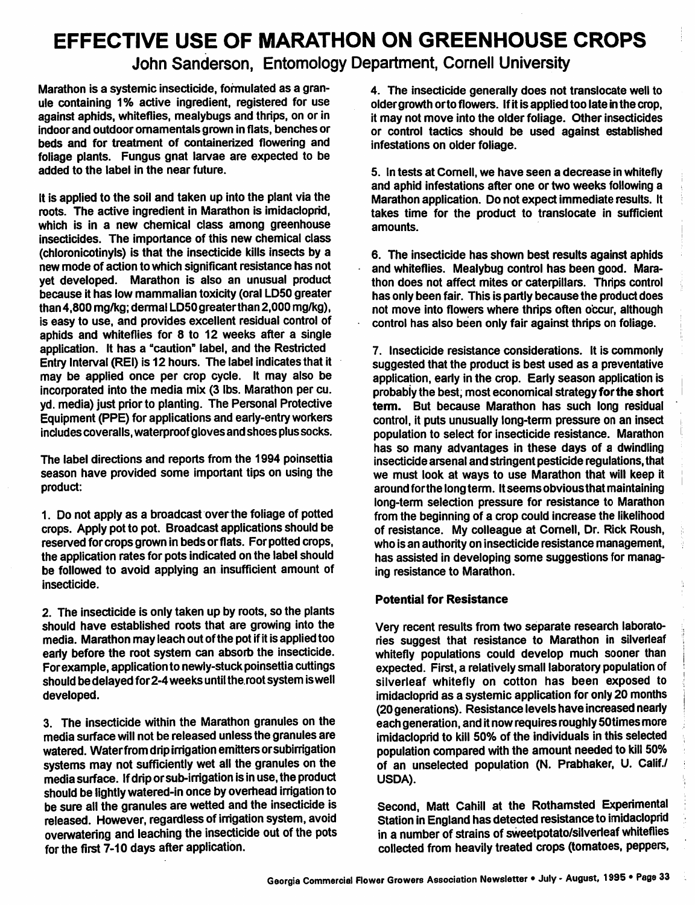# EFFECTIVE USE OF MARATHON ON GREENHOUSE CROPS

## John Sanderson, Entomology Department, Cornell University

Marathon is a systemic insecticide, formulated as a granule containing 1% active ingredient, registered for use against aphids, whiteflies, mealybugs and thrips, on or in indoor and outdoor ornamentals grown in flats, benches or beds and for treatment of containerized flowering and foliage plants. Fungus gnat larvae are expected to be added to the label in the near future.

It is applied to the soil and taken up into the plant via the roots. The active ingredient in Marathon is imidacloprid, which is in a new chemical class among greenhouse insecticides. The importance of this new chemical class (chloronicotinyls) is that the insecticide kills insects by a new mode of action to which significant resistance has not yet developed. Marathon is also an unusual product because it has low mammalian toxicity (oral LD50 greater than 4,800 mg/kg; dermal LD50 greater than 2,000 mg/kg), is easy to use, and provides excellent residual control of aphids and whiteflies for 8 to 12 weeks after a single application. It has a "caution" label, and the Restricted Entry Interval (REI) is 12 hours. The label indicates that it may be applied once per crop cycle. It may also be incorporated into the media mix (3 lbs. Marathon per cu. yd. media) just prior to planting. The Personal Protective Equipment (PPE) for applications and early-entry workers includes coveralls, waterproof gloves and shoes plus socks.

The label directions and reports from the 1994 poinsettia season have provided some important tips on using the product:

1. Do not apply as a broadcast over the foliage of potted crops. Apply pot to pot. Broadcast applications should be reserved for crops grown in beds or flats. For potted crops, the application rates for pots indicated on the label should be followed to avoid applying an insufficient amount of insecticide.

2. The insecticide is only taken up by roots, so the plants should have established roots that are growing into the media. Marathon may leach out of the pot if it is applied too early before the root system can absorb the insecticide. For example, application to newly-stuck poinsettia cuttings should be delayed for 2-4 weeks until the root system is well developed.

3. The insecticide within the Marathon granules on the media surface will not be released unless the granules are watered. Water from drip irrigation emitters or subirrigation systems may not sufficiently wet all the granules on the media surface. If drip or sub-irrigation is in use, the product should be lightly watered-in once by overhead irrigation to be sure all the granules are wetted and the insecticide is released. However, regardless of irrigation system, avoid overwatering and leaching the insecticide out of the pots for the first 7-10 days after application.

4. The insecticide generally does not translocate well to older growth or to flowers. If it is applied too late in the crop, it may not move into the older foliage. Other insecticides or control tactics should be used against established infestations on older foliage.

5. In tests at Cornell, we have seen a decrease in whitefly and aphid infestations after one or two weeks following a Marathon application. Do not expect immediate results. It takes time for the product to translocate in sufficient amounts.

6. The insecticide has shown best results against aphids and whiteflies. Mealybug control has been good. Marathon does not affect mites or caterpillars. Thrips control has only been fair. This is partly because the product does not move into flowers where thrips often occur, although control has also been only fair against thrips on foliage.

7. Insecticide resistance considerations. It is commonly suggested that the product is best used as a preventative application, early in the crop. Early season application is probably the best, most economical strategy **for the short term.** But because Marathon has such long residual control, it puts unusually long-term pressure on an insect population to select for insecticide resistance. Marathon has so many advantages in these days of a dwindling insecticide arsenal and stringent pesticide regulations, that we must look at ways to use Marathon that will keep it around for the long term. It seems obvious that maintaining long-term selection pressure for resistance to Marathon from the beginning of a crop could increase the likelihood of resistance. My colleague at Cornell, Dr. Rick Roush, who is an authority on insecticide resistance management, has assisted in developing some suggestions for managing resistance to Marathon.

### Potential for Resistance

Very recent results from two separate research laboratories suggest that resistance to Marathon in silverleaf whitefly populations could develop much sooner than expected. First, a relatively small laboratory population of silverleaf whitefly on cotton has been exposed to imidacloprid as a systemic application for only 20 months (20 generations). Resistance levels have increased nearly each generation, and it now requires roughly 50 times more imidacloprid to kill 50% of the individuals in this selected population compared with the amount needed to kill 50% of an unselected population (N. Prabhaker, U. Calif./ USDA).

Second, Matt Cahill at the Rothamsted Experimental Station in England has detected resistance to imidacloprid in a number of strains of sweetpotato/silverleaf whiteflies collected from heavily treated crops (tomatoes, peppers,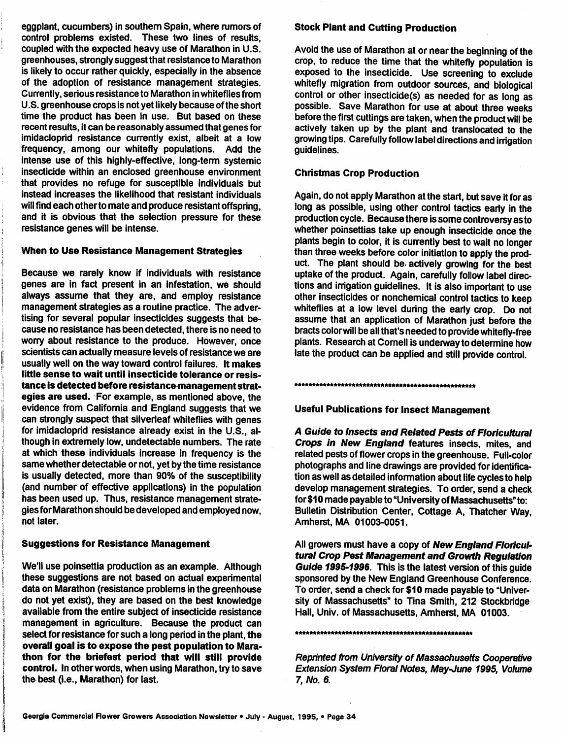eggplant, cucumbers) in southern Spain, where rumors of control problems existed. These two lines of results, coupled with the expected heavy use of Marathon in U.S. greenhouses, strongly suggest that resistance to Marathon is likely to occur rather quickly, especially in the absence of the adoption of resistance management strategies. Currently, serious resistance to Marathon in whiteflies from U.S. greenhouse crops is not yet likely because of the short time the product has been in use. But based on these recent results, it can be reasonably assumed that genes for imidacloprid resistance currently exist, albeit at a low frequency, among our whitefly populations. Add the intense use of this highly-effective, long-term systemic insecticide within an enclosed greenhouse environment that provides no refuge for susceptible individuals but instead increases the likelihood that resistant individuals will find each other to mate and produce resistant offspring, and it is obvious that the selection pressure for these resistance genes will be intense.

### When to Use Resistance Management Strategies

Because we rarely know if individuals with resistance genes are in fact present in an infestation, we should always assume that they are, and employ resistance management strategies as a routine practice. The advertising for several popular insecticides suggests that because no resistance has been detected, there is no need to worry about resistance to the produce. However, once scientists can actually measure levels of resistance we are usually well on the way toward control failures. **It makes little sense to wait until insecticide tolerance or resistance is detected before resistance management strategies are used.** For example, as mentioned above, the evidence from California and England suggests that we can strongly suspect that silverleaf whiteflies with genes for imidacloprid resistance already exist in the U.S., although in extremely low, undetectable numbers. The rate at which these individuals increase in frequency is the same whether detectable or not, yet by the time resistance is usually detected, more than 90% of the susceptibility (and number of effective applications) in the population has been used up. Thus, resistance management strategies for Marathon should be developed and employed now, not later.

### Suggestions for Resistance Management

We'll use poinsettia production as an example. Although these suggestions are not based on actual experimental data on Marathon (resistance problems in the greenhouse do not yet exist), they are based on the best knowledge available from the entire subject of insecticide resistance management in agriculture. Because the product can select for resistance for such a long period in the plant, **the overall goal is to expose the pest population to Marathon for the briefest period that will still provide control.** In other words, when using Marathon, try to save the best (i.e., Marathon) for last.

### Stock Plant and Cutting Production

Avoid the use of Marathon at or near the beginning of the crop, to reduce the time that the whitefly population is exposed to the insecticide. Use screening to exclude whitefly migration from outdoor sources, and biological control or other insecticide(s) as needed for as long as possible. Save Marathon for use at about three weeks before the first cuttings are taken, when the product will be actively taken up by the plant and translocated to the growing tips. Carefully follow label directions and irrigation guidelines.

### Christmas Crop Production

Again, do not apply Marathon at the start, but save it for as long as possible, using other control tactics early in the production cycle. Because there is some controversy as to whether poinsettias take up enough insecticide once the plants begin to color, it is currently best to wait no longer than three weeks before color initiation to apply the product. The plant should be actively growing for the best uptake of the product. Again, carefully follow label directions and irrigation guidelines. It is also important to use other insecticides or nonchemical control tactics to keep whiteflies at a low level during the early crop. Do not assume that an application of Marathon just before the bracts color will be all that's needed to provide whitefly-free plants. Research at Cornell is underway to determine how late the product can be applied and still provide control.

*****************************************************

### Useful Publications for Insect Management

***A Guide to Insects and Related Pests of Floricultural Crops in New England*** features insects, mites, and related pests of flower crops in the greenhouse. Full-color photographs and line drawings are provided for identification as well as detailed information about life cycles to help develop management strategies. To order, send a check for **$10** made payable to "University of Massachusetts" to: Bulletin Distribution Center, Cottage A, Thatcher Way, Amherst, MA 01003-0051.

All growers must have a copy of ***New England Floricultural Crop Pest Management and Growth Regulation Guide 1995-1996***. This is the latest version of this guide sponsored by the New England Greenhouse Conference. To order, send a check for **$10** made payable to "University of Massachusetts" to Tina Smith, 212 Stockbridge Hall, Univ. of Massachusetts, Amherst, MA 01003.

*****************************************************

*Reprinted from University of Massachusetts Cooperative Extension System Floral Notes, May-June 1995, Volume 7, No. 6.*